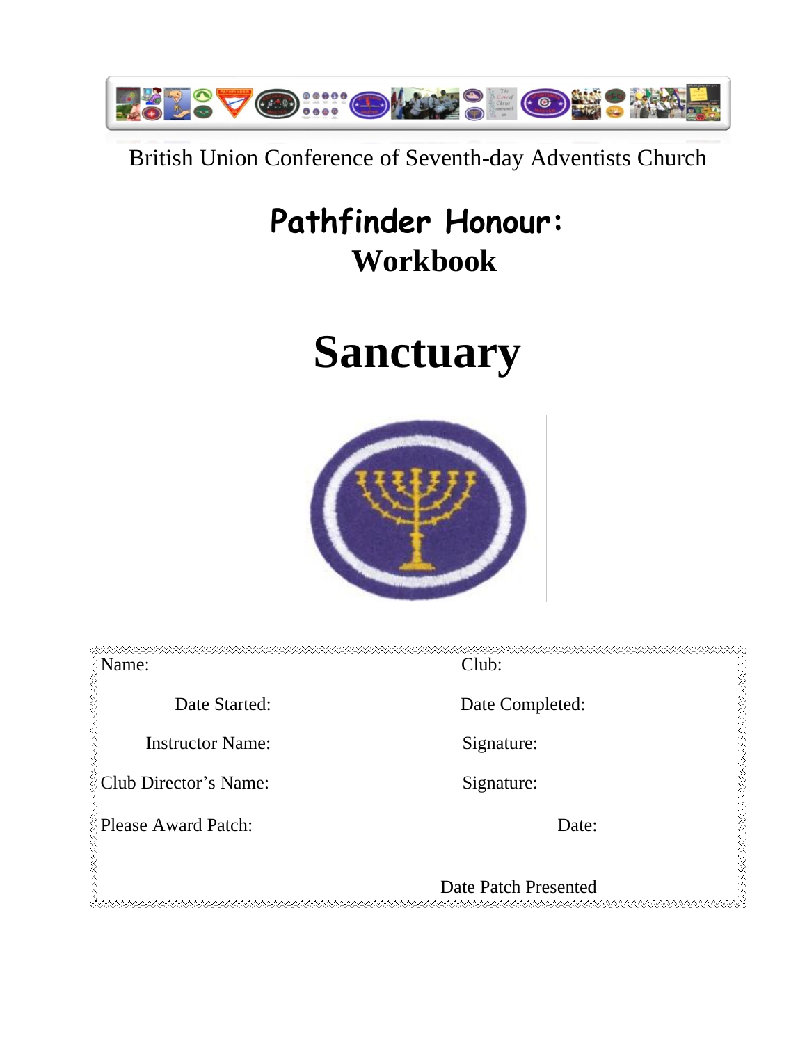British Union Conference of Seventh-day Adventists Church

# Pathfinder Honour:
## Workbook

# Sanctuary

| Name: | Club: |
| --- | --- |
| Date Started: | Date Completed: |
| Instructor Name: | Signature: |
| Club Director's Name: | Signature: |
| Please Award Patch: | Date: |
| | Date Patch Presented |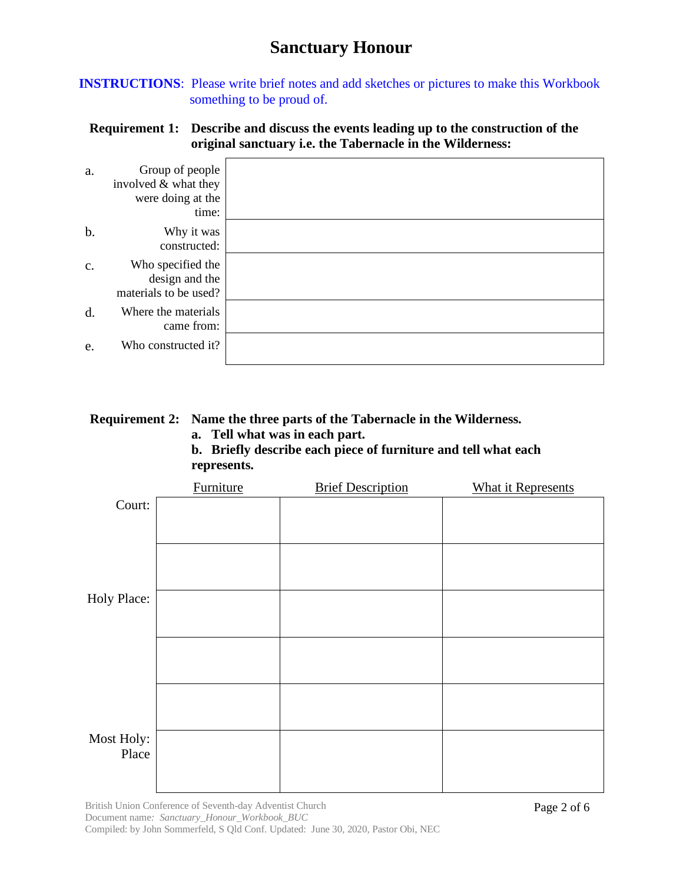# Sanctuary Honour

**INSTRUCTIONS**: Please write brief notes and add sketches or pictures to make this Workbook something to be proud of.

**Requirement 1: Describe and discuss the events leading up to the construction of the original sanctuary i.e. the Tabernacle in the Wilderness:**

| | | |
|---|---|---|
| a. | Group of people involved & what they were doing at the time: | |
| b. | Why it was constructed: | |
| c. | Who specified the design and the materials to be used? | |
| d. | Where the materials came from: | |
| e. | Who constructed it? | |

**Requirement 2: Name the three parts of the Tabernacle in the Wilderness.**

**a. Tell what was in each part.**

**b. Briefly describe each piece of furniture and tell what each represents.**

| | Furniture | Brief Description | What it Represents |
|---|---|---|---|
| Court: | | | |
| | | | |
| Holy Place: | | | |
| | | | |
| | | | |
| Most Holy Place: | | | |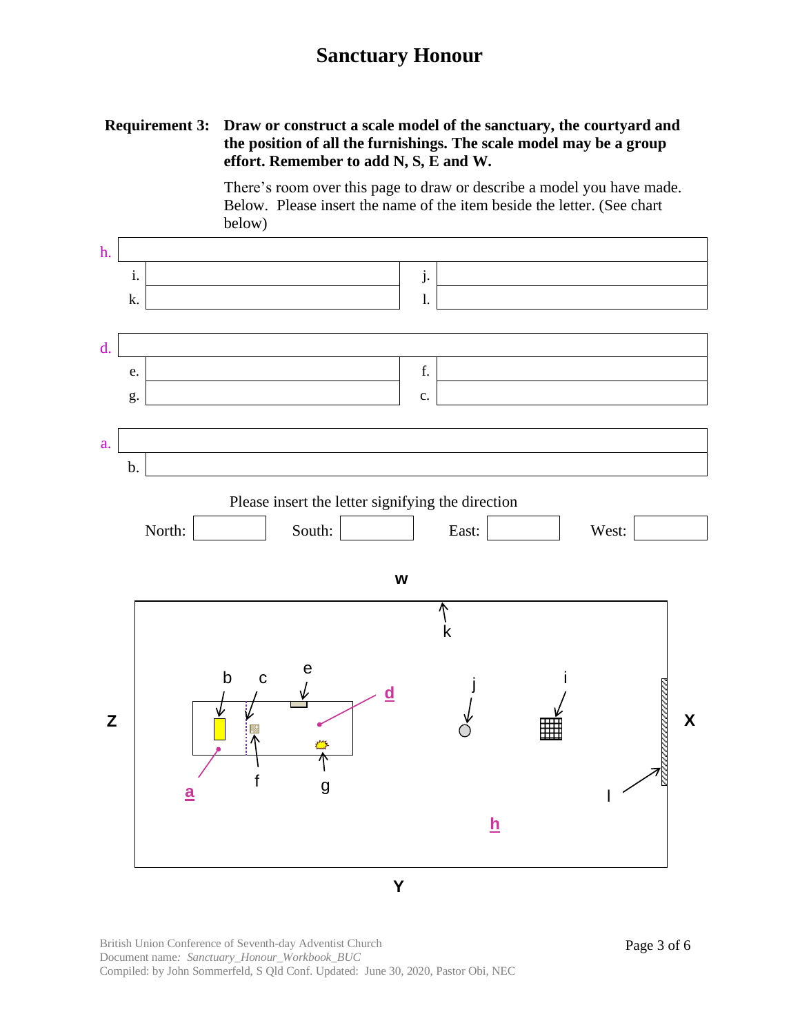# Sanctuary Honour

**Requirement 3:** **Draw or construct a scale model of the sanctuary, the courtyard and the position of all the furnishings. The scale model may be a group effort. Remember to add N, S, E and W.**

There's room over this page to draw or describe a model you have made. Below. Please insert the name of the item beside the letter. (See chart below)

| h. | | | |
|---|---|---|---|
| i. | | j. | |
| k. | | l. | |

| d. | | | |
|---|---|---|---|
| e. | | f. | |
| g. | | c. | |

| a. | |
|---|---|
| b. | |

Please insert the letter signifying the direction

| North: | | South: | | East: | | West: | |
|---|---|---|---|---|---|---|---|

W

k

b c e d j i

Z X

f g

a l

h

Y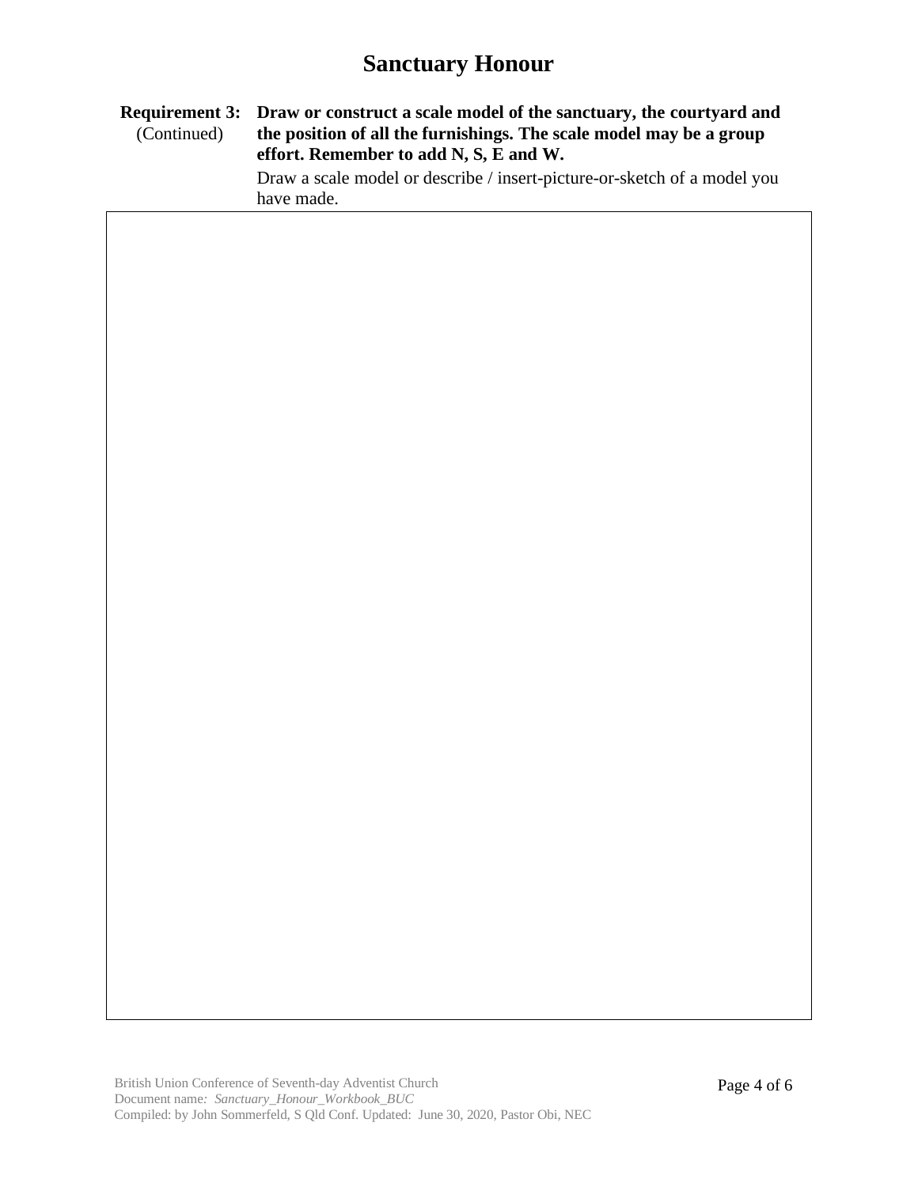# Sanctuary Honour

**Requirement 3:** (Continued)

**Draw or construct a scale model of the sanctuary, the courtyard and the position of all the furnishings. The scale model may be a group effort. Remember to add N, S, E and W.**

Draw a scale model or describe / insert-picture-or-sketch of a model you have made.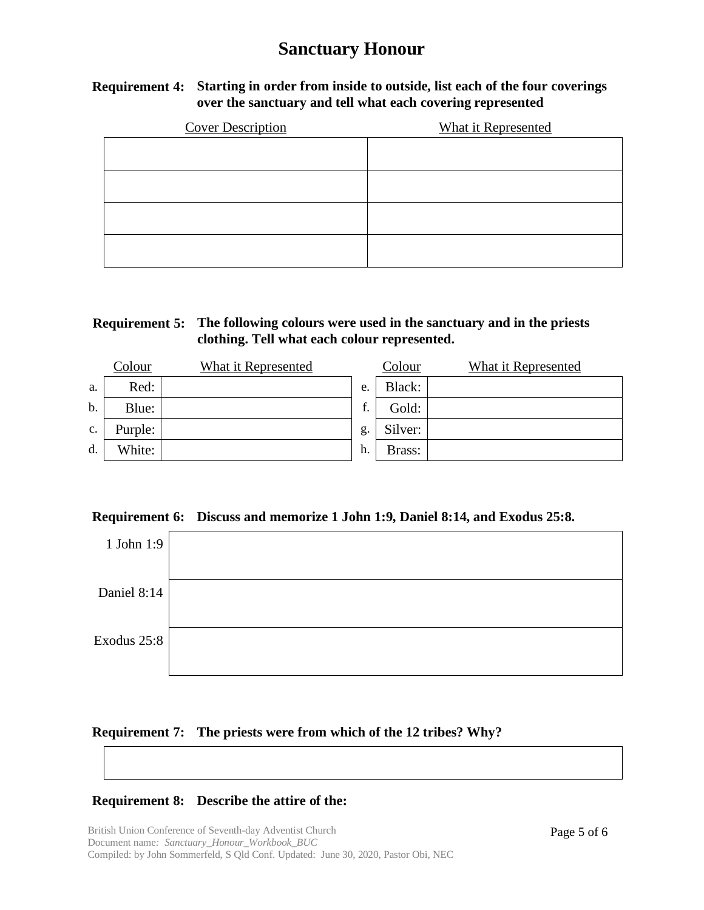# Sanctuary Honour

**Requirement 4: Starting in order from inside to outside, list each of the four coverings over the sanctuary and tell what each covering represented**

| Cover Description | What it Represented |
|---|---|
| | |
| | |
| | |
| | |

**Requirement 5: The following colours were used in the sanctuary and in the priests clothing. Tell what each colour represented.**

| | Colour | What it Represented | | Colour | What it Represented |
|---|---|---|---|---|---|
| a. | Red: | | e. | Black: | |
| b. | Blue: | | f. | Gold: | |
| c. | Purple: | | g. | Silver: | |
| d. | White: | | h. | Brass: | |

**Requirement 6: Discuss and memorize 1 John 1:9, Daniel 8:14, and Exodus 25:8.**

| | |
|---|---|
| 1 John 1:9 | |
| Daniel 8:14 | |
| Exodus 25:8 | |

**Requirement 7: The priests were from which of the 12 tribes? Why?**

| |
|---|
| |

**Requirement 8: Describe the attire of the:**

British Union Conference of Seventh-day Adventist Church
Document name: *Sanctuary_Honour_Workbook_BUC*
Compiled: by John Sommerfeld, S Qld Conf. Updated: June 30, 2020, Pastor Obi, NEC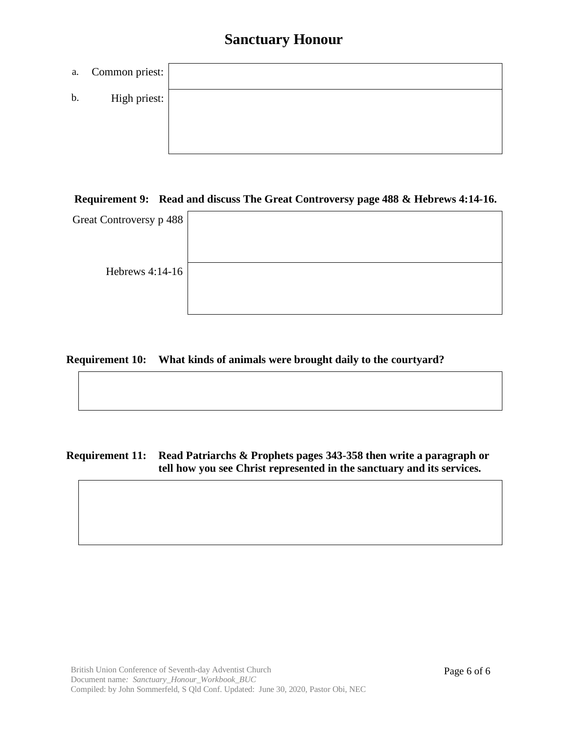# Sanctuary Honour

| | |
|---|---|
| a. Common priest: | |
| b. High priest: | |

**Requirement 9: Read and discuss The Great Controversy page 488 & Hebrews 4:14-16.**

| | |
|---|---|
| Great Controversy p 488 | |
| Hebrews 4:14-16 | |

**Requirement 10: What kinds of animals were brought daily to the courtyard?**

**Requirement 11: Read Patriarchs & Prophets pages 343-358 then write a paragraph or tell how you see Christ represented in the sanctuary and its services.**

British Union Conference of Seventh-day Adventist Church
Document name: *Sanctuary_Honour_Workbook_BUC*
Compiled: by John Sommerfeld, S Qld Conf. Updated: June 30, 2020, Pastor Obi, NEC